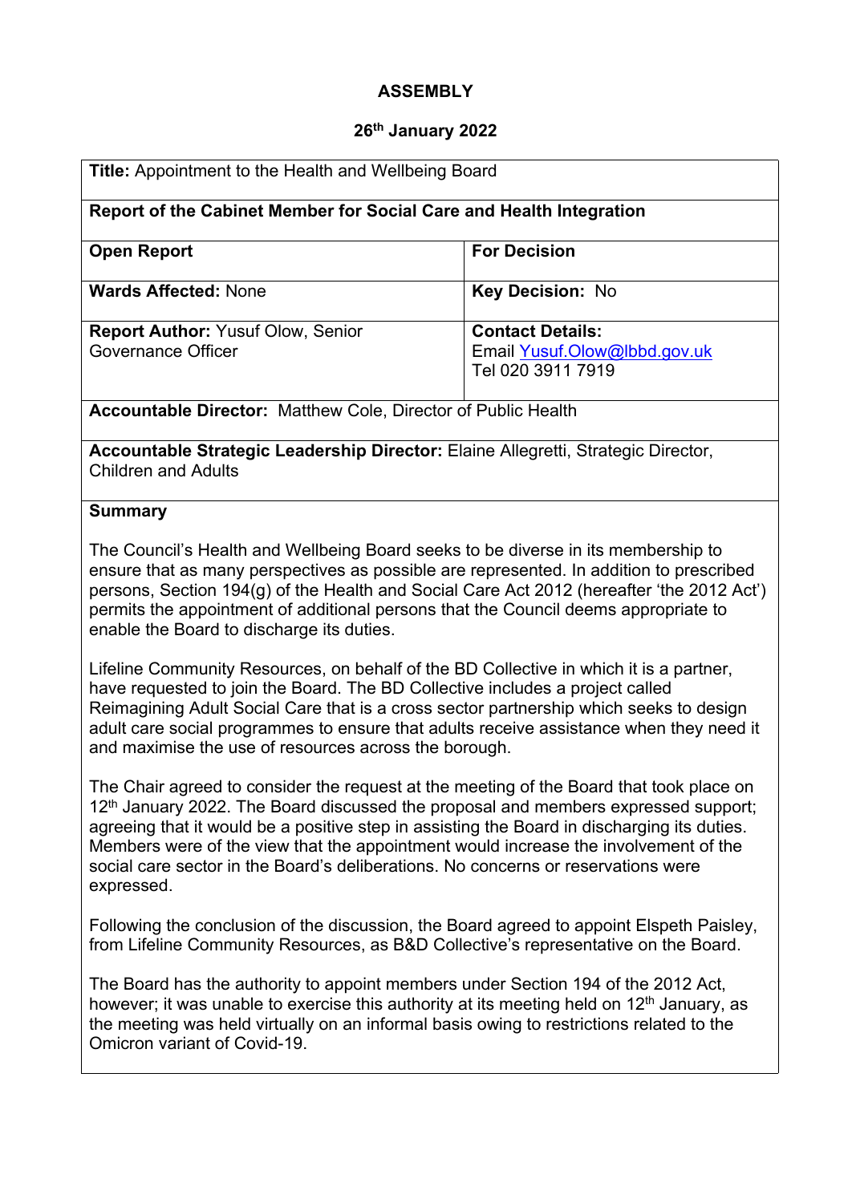# ASSEMBLY

## 26th January 2022

| **Title:** Appointment to the Health and Wellbeing Board | |
|---|---|
| **Report of the Cabinet Member for Social Care and Health Integration** | |
| **Open Report** | **For Decision** |
| **Wards Affected:** None | **Key Decision:** No |
| **Report Author:** Yusuf Olow, Senior Governance Officer | **Contact Details:** Email Yusuf.Olow@lbbd.gov.uk Tel 020 3911 7919 |
| **Accountable Director:** Matthew Cole, Director of Public Health | |
| **Accountable Strategic Leadership Director:** Elaine Allegretti, Strategic Director, Children and Adults | |

**Summary**

The Council's Health and Wellbeing Board seeks to be diverse in its membership to ensure that as many perspectives as possible are represented. In addition to prescribed persons, Section 194(g) of the Health and Social Care Act 2012 (hereafter 'the 2012 Act') permits the appointment of additional persons that the Council deems appropriate to enable the Board to discharge its duties.

Lifeline Community Resources, on behalf of the BD Collective in which it is a partner, have requested to join the Board. The BD Collective includes a project called Reimagining Adult Social Care that is a cross sector partnership which seeks to design adult care social programmes to ensure that adults receive assistance when they need it and maximise the use of resources across the borough.

The Chair agreed to consider the request at the meeting of the Board that took place on 12th January 2022. The Board discussed the proposal and members expressed support; agreeing that it would be a positive step in assisting the Board in discharging its duties. Members were of the view that the appointment would increase the involvement of the social care sector in the Board's deliberations. No concerns or reservations were expressed.

Following the conclusion of the discussion, the Board agreed to appoint Elspeth Paisley, from Lifeline Community Resources, as B&D Collective's representative on the Board.

The Board has the authority to appoint members under Section 194 of the 2012 Act, however; it was unable to exercise this authority at its meeting held on 12th January, as the meeting was held virtually on an informal basis owing to restrictions related to the Omicron variant of Covid-19.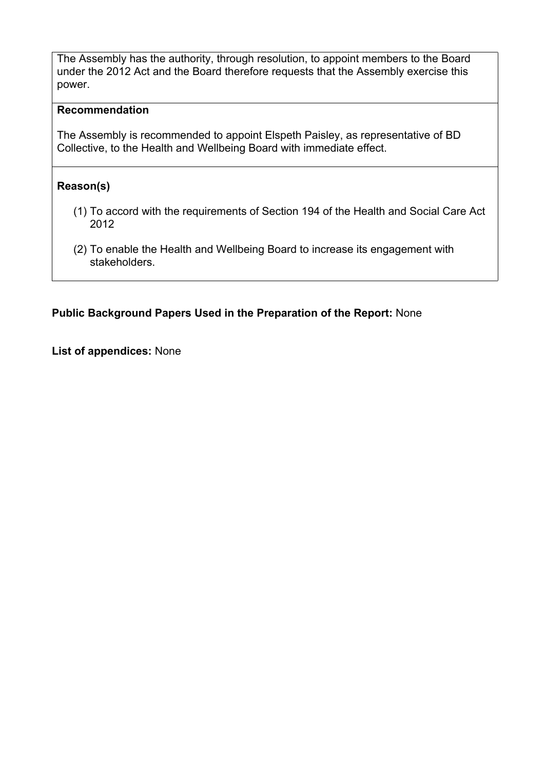The Assembly has the authority, through resolution, to appoint members to the Board under the 2012 Act and the Board therefore requests that the Assembly exercise this power.

**Recommendation**

The Assembly is recommended to appoint Elspeth Paisley, as representative of BD Collective, to the Health and Wellbeing Board with immediate effect.

**Reason(s)**

(1) To accord with the requirements of Section 194 of the Health and Social Care Act 2012

(2) To enable the Health and Wellbeing Board to increase its engagement with stakeholders.

**Public Background Papers Used in the Preparation of the Report:** None

**List of appendices:** None